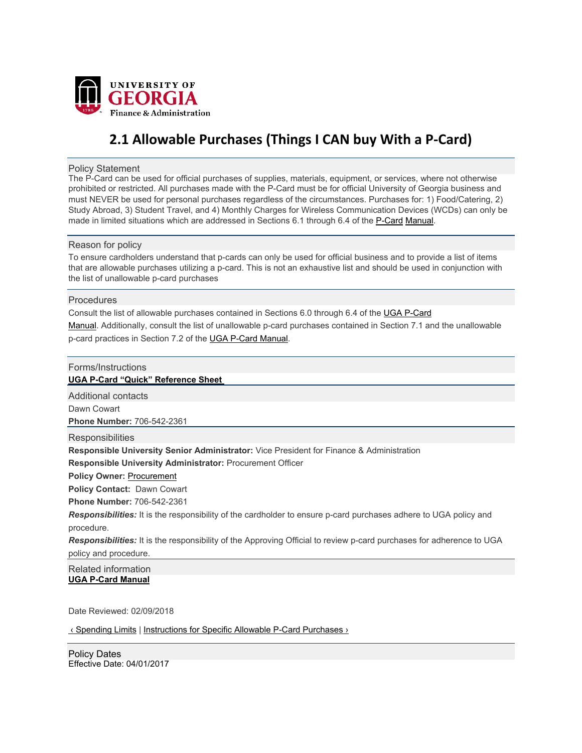UNIVERSITY OF GEORGIA
Finance & Administration

# 2.1 Allowable Purchases (Things I CAN buy With a P-Card)

## Policy Statement

The P-Card can be used for official purchases of supplies, materials, equipment, or services, where not otherwise prohibited or restricted. All purchases made with the P-Card must be for official University of Georgia business and must NEVER be used for personal purchases regardless of the circumstances. Purchases for: 1) Food/Catering, 2) Study Abroad, 3) Student Travel, and 4) Monthly Charges for Wireless Communication Devices (WCDs) can only be made in limited situations which are addressed in Sections 6.1 through 6.4 of the P-Card Manual.

## Reason for policy

To ensure cardholders understand that p-cards can only be used for official business and to provide a list of items that are allowable purchases utilizing a p-card. This is not an exhaustive list and should be used in conjunction with the list of unallowable p-card purchases

## Procedures

Consult the list of allowable purchases contained in Sections 6.0 through 6.4 of the UGA P-Card Manual. Additionally, consult the list of unallowable p-card purchases contained in Section 7.1 and the unallowable p-card practices in Section 7.2 of the UGA P-Card Manual.

## Forms/Instructions

**UGA P-Card "Quick" Reference Sheet**

## Additional contacts

Dawn Cowart

**Phone Number:** 706-542-2361

## Responsibilities

**Responsible University Senior Administrator:** Vice President for Finance & Administration

**Responsible University Administrator:** Procurement Officer

**Policy Owner:** Procurement

**Policy Contact:** Dawn Cowart

**Phone Number:** 706-542-2361

***Responsibilities:*** It is the responsibility of the cardholder to ensure p-card purchases adhere to UGA policy and procedure.

***Responsibilities:*** It is the responsibility of the Approving Official to review p-card purchases for adherence to UGA policy and procedure.

## Related information

**UGA P-Card Manual**

Date Reviewed: 02/09/2018

‹ Spending Limits | Instructions for Specific Allowable P-Card Purchases ›

## Policy Dates

Effective Date: 04/01/2017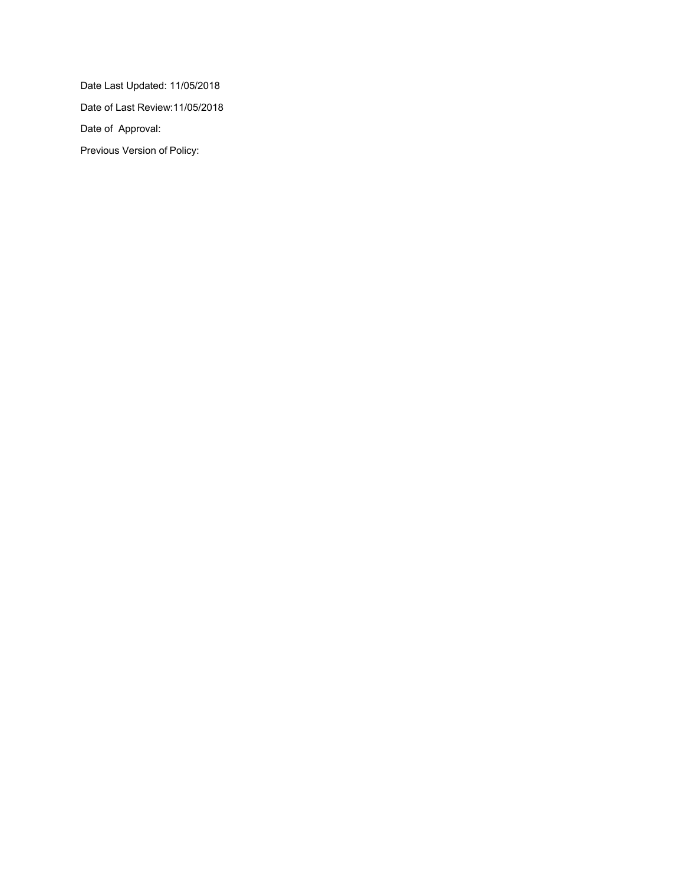Date Last Updated: 11/05/2018

Date of Last Review:11/05/2018

Date of Approval:

Previous Version of Policy: